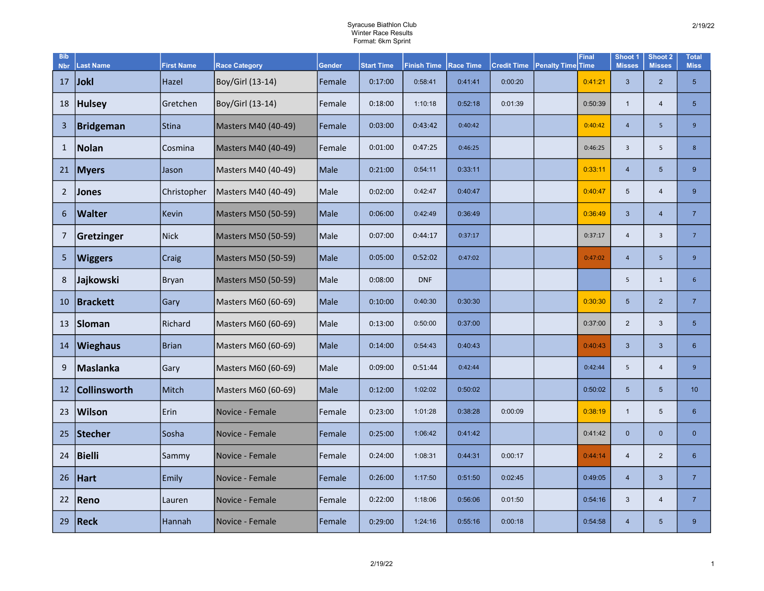Syracuse Biathlon Club
Winter Race Results
Format: 6km Sprint

2/19/22

| Bib Nbr | Last Name | First Name | Race Category | Gender | Start Time | Finish Time | Race Time | Credit Time | Penalty Time | Final Time | Shoot 1 Misses | Shoot 2 Misses | Total Miss |
|---|---|---|---|---|---|---|---|---|---|---|---|---|---|
| 17 | **Jokl** | Hazel | Boy/Girl (13-14) | Female | 0:17:00 | 0:58:41 | 0:41:41 | 0:00:20 | | 0:41:21 | 3 | 2 | 5 |
| 18 | **Hulsey** | Gretchen | Boy/Girl (13-14) | Female | 0:18:00 | 1:10:18 | 0:52:18 | 0:01:39 | | 0:50:39 | 1 | 4 | 5 |
| 3 | **Bridgeman** | Stina | Masters M40 (40-49) | Female | 0:03:00 | 0:43:42 | 0:40:42 | | | 0:40:42 | 4 | 5 | 9 |
| 1 | **Nolan** | Cosmina | Masters M40 (40-49) | Female | 0:01:00 | 0:47:25 | 0:46:25 | | | 0:46:25 | 3 | 5 | 8 |
| 21 | **Myers** | Jason | Masters M40 (40-49) | Male | 0:21:00 | 0:54:11 | 0:33:11 | | | 0:33:11 | 4 | 5 | 9 |
| 2 | **Jones** | Christopher | Masters M40 (40-49) | Male | 0:02:00 | 0:42:47 | 0:40:47 | | | 0:40:47 | 5 | 4 | 9 |
| 6 | **Walter** | Kevin | Masters M50 (50-59) | Male | 0:06:00 | 0:42:49 | 0:36:49 | | | 0:36:49 | 3 | 4 | 7 |
| 7 | **Gretzinger** | Nick | Masters M50 (50-59) | Male | 0:07:00 | 0:44:17 | 0:37:17 | | | 0:37:17 | 4 | 3 | 7 |
| 5 | **Wiggers** | Craig | Masters M50 (50-59) | Male | 0:05:00 | 0:52:02 | 0:47:02 | | | 0:47:02 | 4 | 5 | 9 |
| 8 | **Jajkowski** | Bryan | Masters M50 (50-59) | Male | 0:08:00 | DNF | | | | | 5 | 1 | 6 |
| 10 | **Brackett** | Gary | Masters M60 (60-69) | Male | 0:10:00 | 0:40:30 | 0:30:30 | | | 0:30:30 | 5 | 2 | 7 |
| 13 | **Sloman** | Richard | Masters M60 (60-69) | Male | 0:13:00 | 0:50:00 | 0:37:00 | | | 0:37:00 | 2 | 3 | 5 |
| 14 | **Wieghaus** | Brian | Masters M60 (60-69) | Male | 0:14:00 | 0:54:43 | 0:40:43 | | | 0:40:43 | 3 | 3 | 6 |
| 9 | **Maslanka** | Gary | Masters M60 (60-69) | Male | 0:09:00 | 0:51:44 | 0:42:44 | | | 0:42:44 | 5 | 4 | 9 |
| 12 | **Collinsworth** | Mitch | Masters M60 (60-69) | Male | 0:12:00 | 1:02:02 | 0:50:02 | | | 0:50:02 | 5 | 5 | 10 |
| 23 | **Wilson** | Erin | Novice - Female | Female | 0:23:00 | 1:01:28 | 0:38:28 | 0:00:09 | | 0:38:19 | 1 | 5 | 6 |
| 25 | **Stecher** | Sosha | Novice - Female | Female | 0:25:00 | 1:06:42 | 0:41:42 | | | 0:41:42 | 0 | 0 | 0 |
| 24 | **Bielli** | Sammy | Novice - Female | Female | 0:24:00 | 1:08:31 | 0:44:31 | 0:00:17 | | 0:44:14 | 4 | 2 | 6 |
| 26 | **Hart** | Emily | Novice - Female | Female | 0:26:00 | 1:17:50 | 0:51:50 | 0:02:45 | | 0:49:05 | 4 | 3 | 7 |
| 22 | **Reno** | Lauren | Novice - Female | Female | 0:22:00 | 1:18:06 | 0:56:06 | 0:01:50 | | 0:54:16 | 3 | 4 | 7 |
| 29 | **Reck** | Hannah | Novice - Female | Female | 0:29:00 | 1:24:16 | 0:55:16 | 0:00:18 | | 0:54:58 | 4 | 5 | 9 |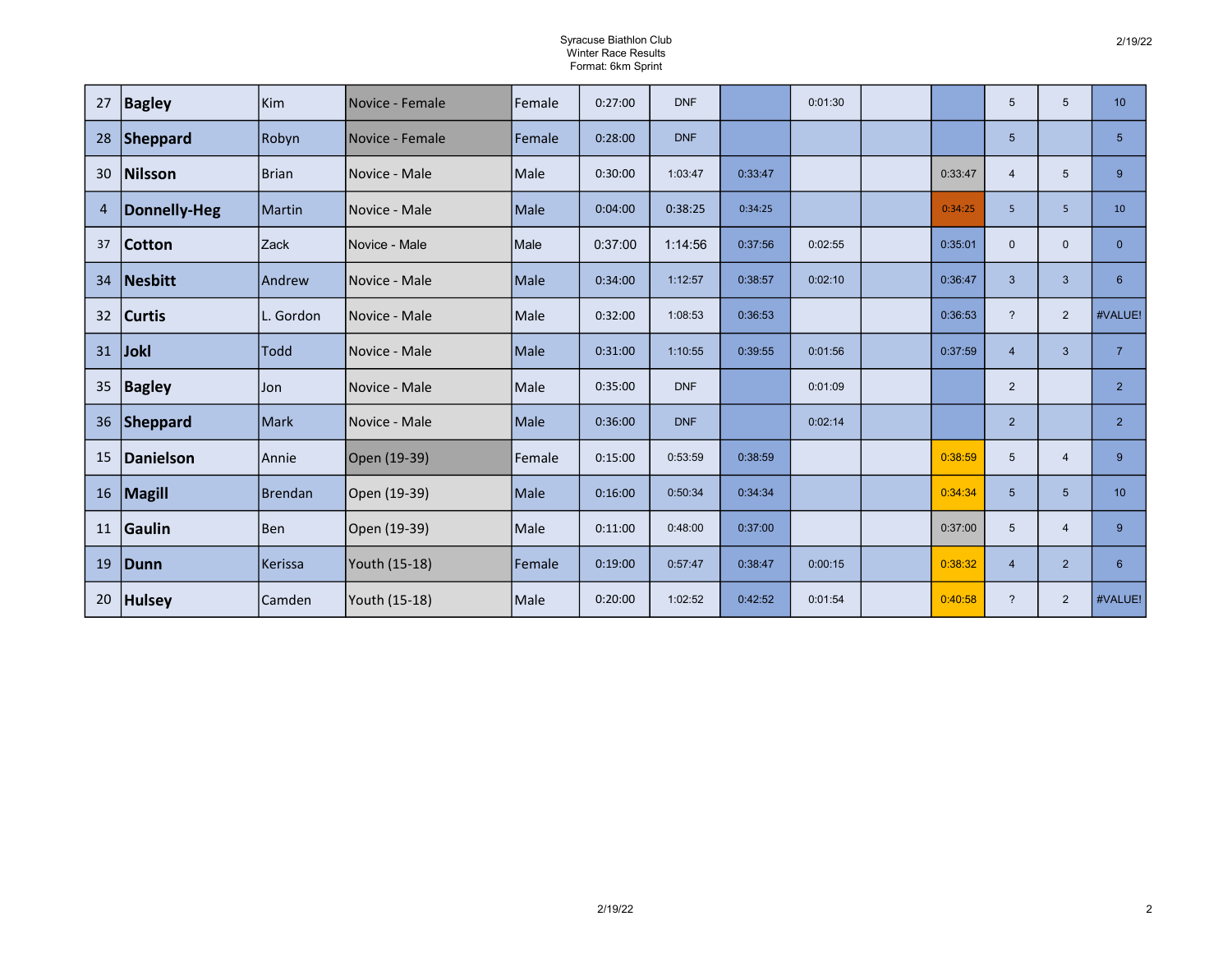Syracuse Biathlon Club
Winter Race Results
Format: 6km Sprint

| | | | | | | | | | | | | | |
|---|---|---|---|---|---|---|---|---|---|---|---|---|---|
| 27 | **Bagley** | Kim | Novice - Female | Female | 0:27:00 | DNF | | 0:01:30 | | | 5 | 5 | 10 |
| 28 | **Sheppard** | Robyn | Novice - Female | Female | 0:28:00 | DNF | | | | | 5 | | 5 |
| 30 | **Nilsson** | Brian | Novice - Male | Male | 0:30:00 | 1:03:47 | 0:33:47 | | | 0:33:47 | 4 | 5 | 9 |
| 4 | **Donnelly-Heg** | Martin | Novice - Male | Male | 0:04:00 | 0:38:25 | 0:34:25 | | | 0:34:25 | 5 | 5 | 10 |
| 37 | **Cotton** | Zack | Novice - Male | Male | 0:37:00 | 1:14:56 | 0:37:56 | 0:02:55 | | 0:35:01 | 0 | 0 | 0 |
| 34 | **Nesbitt** | Andrew | Novice - Male | Male | 0:34:00 | 1:12:57 | 0:38:57 | 0:02:10 | | 0:36:47 | 3 | 3 | 6 |
| 32 | **Curtis** | L. Gordon | Novice - Male | Male | 0:32:00 | 1:08:53 | 0:36:53 | | | 0:36:53 | ? | 2 | #VALUE! |
| 31 | **Jokl** | Todd | Novice - Male | Male | 0:31:00 | 1:10:55 | 0:39:55 | 0:01:56 | | 0:37:59 | 4 | 3 | 7 |
| 35 | **Bagley** | Jon | Novice - Male | Male | 0:35:00 | DNF | | 0:01:09 | | | 2 | | 2 |
| 36 | **Sheppard** | Mark | Novice - Male | Male | 0:36:00 | DNF | | 0:02:14 | | | 2 | | 2 |
| 15 | **Danielson** | Annie | Open (19-39) | Female | 0:15:00 | 0:53:59 | 0:38:59 | | | 0:38:59 | 5 | 4 | 9 |
| 16 | **Magill** | Brendan | Open (19-39) | Male | 0:16:00 | 0:50:34 | 0:34:34 | | | 0:34:34 | 5 | 5 | 10 |
| 11 | **Gaulin** | Ben | Open (19-39) | Male | 0:11:00 | 0:48:00 | 0:37:00 | | | 0:37:00 | 5 | 4 | 9 |
| 19 | **Dunn** | Kerissa | Youth (15-18) | Female | 0:19:00 | 0:57:47 | 0:38:47 | 0:00:15 | | 0:38:32 | 4 | 2 | 6 |
| 20 | **Hulsey** | Camden | Youth (15-18) | Male | 0:20:00 | 1:02:52 | 0:42:52 | 0:01:54 | | 0:40:58 | ? | 2 | #VALUE! |